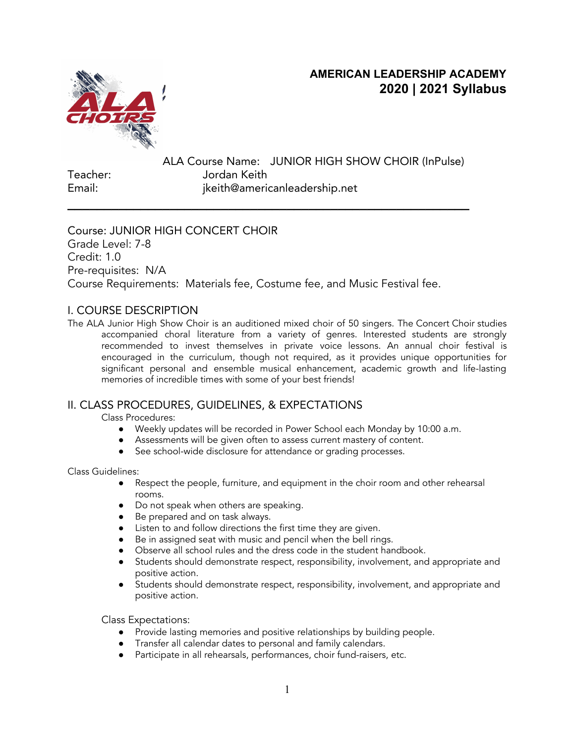**AMERICAN LEADERSHIP ACADEMY**
**2020 | 2021 Syllabus**

ALA Course Name: JUNIOR HIGH SHOW CHOIR (InPulse)
Teacher: Jordan Keith
Email: jkeith@americanleadership.net

---

Course: JUNIOR HIGH CONCERT CHOIR
Grade Level: 7-8
Credit: 1.0
Pre-requisites: N/A
Course Requirements: Materials fee, Costume fee, and Music Festival fee.

## I. COURSE DESCRIPTION

The ALA Junior High Show Choir is an auditioned mixed choir of 50 singers. The Concert Choir studies accompanied choral literature from a variety of genres. Interested students are strongly recommended to invest themselves in private voice lessons. An annual choir festival is encouraged in the curriculum, though not required, as it provides unique opportunities for significant personal and ensemble musical enhancement, academic growth and life-lasting memories of incredible times with some of your best friends!

## II. CLASS PROCEDURES, GUIDELINES, & EXPECTATIONS

Class Procedures:

- Weekly updates will be recorded in Power School each Monday by 10:00 a.m.
- Assessments will be given often to assess current mastery of content.
- See school-wide disclosure for attendance or grading processes.

Class Guidelines:

- Respect the people, furniture, and equipment in the choir room and other rehearsal rooms.
- Do not speak when others are speaking.
- Be prepared and on task always.
- Listen to and follow directions the first time they are given.
- Be in assigned seat with music and pencil when the bell rings.
- Observe all school rules and the dress code in the student handbook.
- Students should demonstrate respect, responsibility, involvement, and appropriate and positive action.
- Students should demonstrate respect, responsibility, involvement, and appropriate and positive action.

Class Expectations:

- Provide lasting memories and positive relationships by building people.
- Transfer all calendar dates to personal and family calendars.
- Participate in all rehearsals, performances, choir fund-raisers, etc.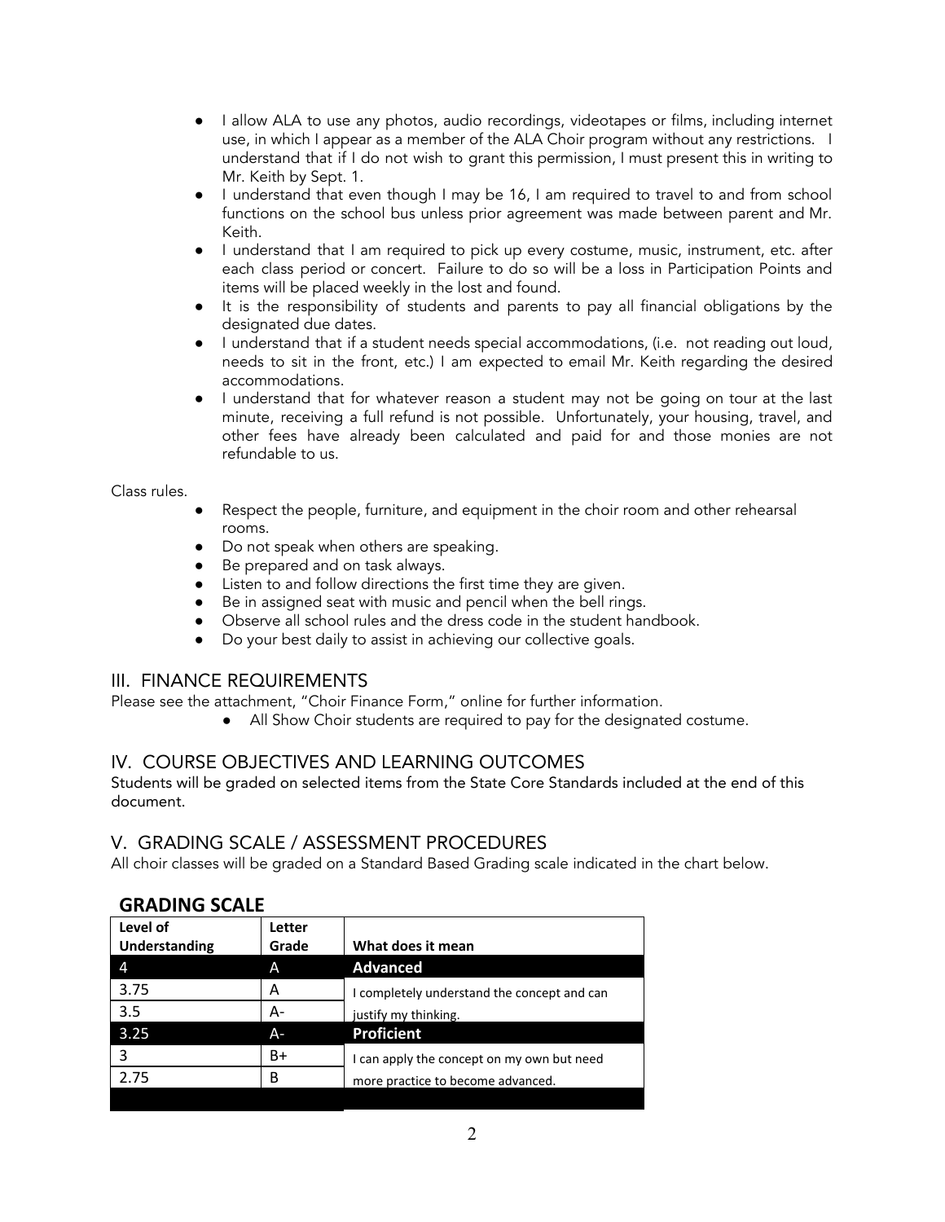- I allow ALA to use any photos, audio recordings, videotapes or films, including internet use, in which I appear as a member of the ALA Choir program without any restrictions. I understand that if I do not wish to grant this permission, I must present this in writing to Mr. Keith by Sept. 1.
- I understand that even though I may be 16, I am required to travel to and from school functions on the school bus unless prior agreement was made between parent and Mr. Keith.
- I understand that I am required to pick up every costume, music, instrument, etc. after each class period or concert. Failure to do so will be a loss in Participation Points and items will be placed weekly in the lost and found.
- It is the responsibility of students and parents to pay all financial obligations by the designated due dates.
- I understand that if a student needs special accommodations, (i.e. not reading out loud, needs to sit in the front, etc.) I am expected to email Mr. Keith regarding the desired accommodations.
- I understand that for whatever reason a student may not be going on tour at the last minute, receiving a full refund is not possible. Unfortunately, your housing, travel, and other fees have already been calculated and paid for and those monies are not refundable to us.

Class rules.

- Respect the people, furniture, and equipment in the choir room and other rehearsal rooms.
- Do not speak when others are speaking.
- Be prepared and on task always.
- Listen to and follow directions the first time they are given.
- Be in assigned seat with music and pencil when the bell rings.
- Observe all school rules and the dress code in the student handbook.
- Do your best daily to assist in achieving our collective goals.

## III. FINANCE REQUIREMENTS

Please see the attachment, "Choir Finance Form," online for further information.

- All Show Choir students are required to pay for the designated costume.

## IV. COURSE OBJECTIVES AND LEARNING OUTCOMES

Students will be graded on selected items from the State Core Standards included at the end of this document.

## V. GRADING SCALE / ASSESSMENT PROCEDURES

All choir classes will be graded on a Standard Based Grading scale indicated in the chart below.

### GRADING SCALE

| Level of Understanding | Letter Grade | What does it mean |
|---|---|---|
| 4 | A | **Advanced** |
| 3.75 | A | I completely understand the concept and can justify my thinking. |
| 3.5 | A- | |
| 3.25 | A- | **Proficient** |
| 3 | B+ | I can apply the concept on my own but need more practice to become advanced. |
| 2.75 | B | |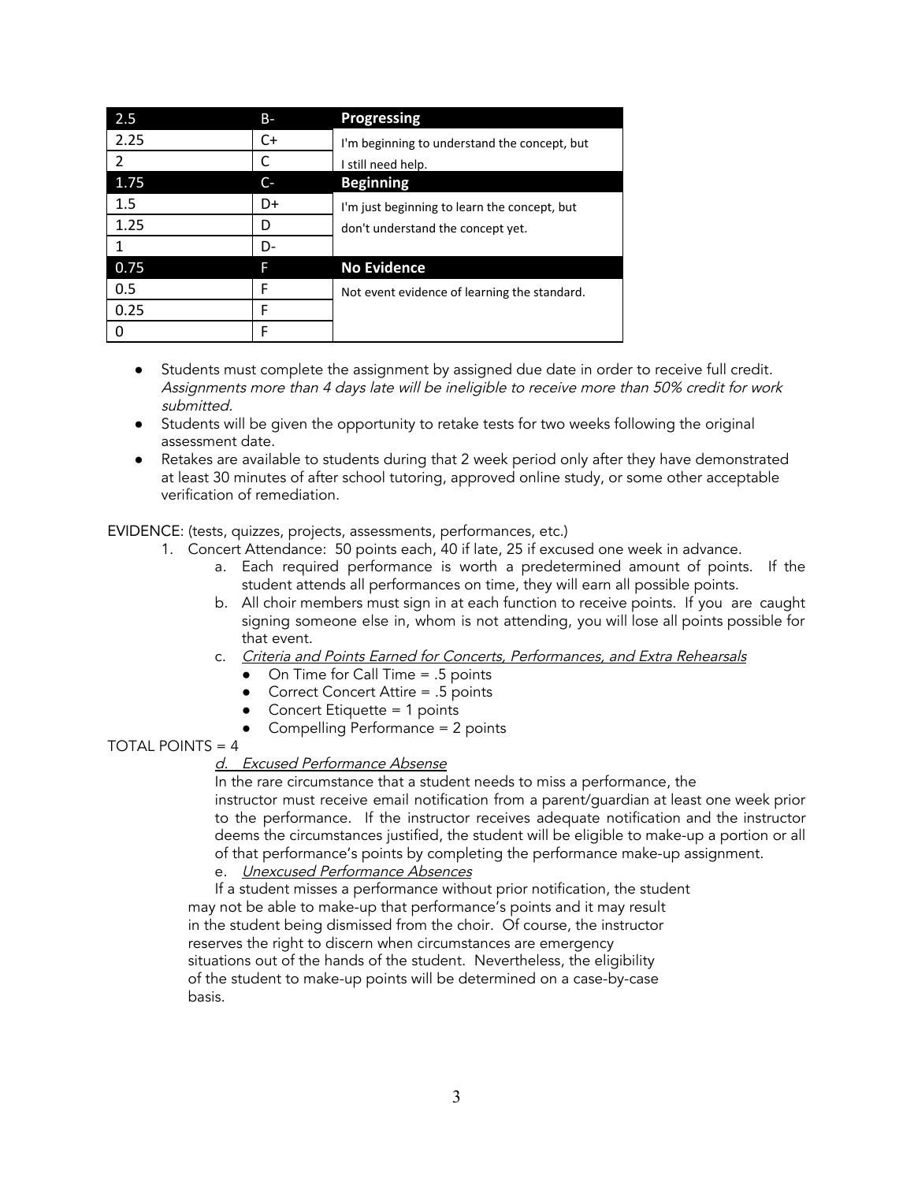| 2.5 | B- | **Progressing** |
|---|---|---|
| 2.25 | C+ | I'm beginning to understand the concept, but I still need help. |
| 2 | C | |
| 1.75 | C- | **Beginning** |
| 1.5 | D+ | I'm just beginning to learn the concept, but don't understand the concept yet. |
| 1.25 | D | |
| 1 | D- | |
| 0.75 | F | **No Evidence** |
| 0.5 | F | Not event evidence of learning the standard. |
| 0.25 | F | |
| 0 | F | |

- Students must complete the assignment by assigned due date in order to receive full credit. *Assignments more than 4 days late will be ineligible to receive more than 50% credit for work submitted.*
- Students will be given the opportunity to retake tests for two weeks following the original assessment date.
- Retakes are available to students during that 2 week period only after they have demonstrated at least 30 minutes of after school tutoring, approved online study, or some other acceptable verification of remediation.

EVIDENCE: (tests, quizzes, projects, assessments, performances, etc.)

1. Concert Attendance: 50 points each, 40 if late, 25 if excused one week in advance.
   a. Each required performance is worth a predetermined amount of points. If the student attends all performances on time, they will earn all possible points.
   b. All choir members must sign in at each function to receive points. If you are caught signing someone else in, whom is not attending, you will lose all points possible for that event.
   c. *Criteria and Points Earned for Concerts, Performances, and Extra Rehearsals*
      - On Time for Call Time = .5 points
      - Correct Concert Attire = .5 points
      - Concert Etiquette = 1 points
      - Compelling Performance = 2 points

TOTAL POINTS = 4

   d. *Excused Performance Absense*

   In the rare circumstance that a student needs to miss a performance, the instructor must receive email notification from a parent/guardian at least one week prior to the performance. If the instructor receives adequate notification and the instructor deems the circumstances justified, the student will be eligible to make-up a portion or all of that performance's points by completing the performance make-up assignment.

   e. *Unexcused Performance Absences*

   If a student misses a performance without prior notification, the student may not be able to make-up that performance's points and it may result in the student being dismissed from the choir. Of course, the instructor reserves the right to discern when circumstances are emergency situations out of the hands of the student. Nevertheless, the eligibility of the student to make-up points will be determined on a case-by-case basis.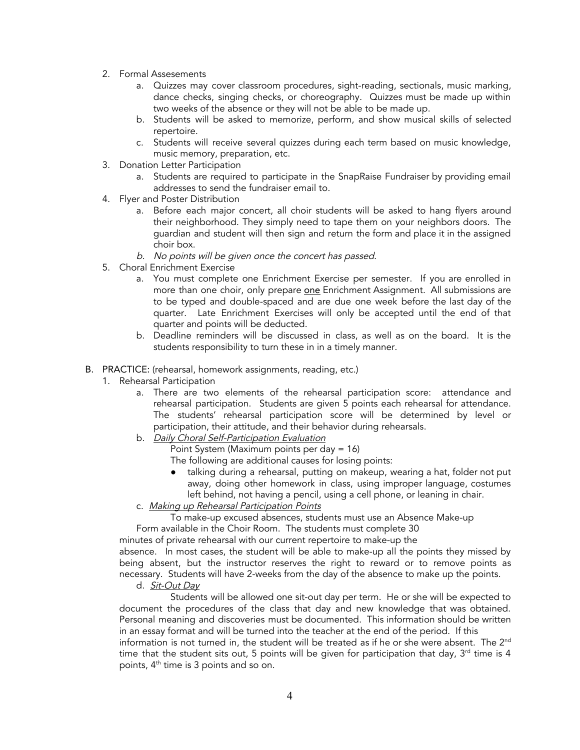2. Formal Assesements
    a. Quizzes may cover classroom procedures, sight-reading, sectionals, music marking, dance checks, singing checks, or choreography. Quizzes must be made up within two weeks of the absence or they will not be able to be made up.
    b. Students will be asked to memorize, perform, and show musical skills of selected repertoire.
    c. Students will receive several quizzes during each term based on music knowledge, music memory, preparation, etc.
3. Donation Letter Participation
    a. Students are required to participate in the SnapRaise Fundraiser by providing email addresses to send the fundraiser email to.
4. Flyer and Poster Distribution
    a. Before each major concert, all choir students will be asked to hang flyers around their neighborhood. They simply need to tape them on your neighbors doors. The guardian and student will then sign and return the form and place it in the assigned choir box.
    b. *No points will be given once the concert has passed.*
5. Choral Enrichment Exercise
    a. You must complete one Enrichment Exercise per semester. If you are enrolled in more than one choir, only prepare <u>one</u> Enrichment Assignment. All submissions are to be typed and double-spaced and are due one week before the last day of the quarter. Late Enrichment Exercises will only be accepted until the end of that quarter and points will be deducted.
    b. Deadline reminders will be discussed in class, as well as on the board. It is the students responsibility to turn these in in a timely manner.

B. PRACTICE: (rehearsal, homework assignments, reading, etc.)

1. Rehearsal Participation
    a. There are two elements of the rehearsal participation score: attendance and rehearsal participation. Students are given 5 points each rehearsal for attendance. The students' rehearsal participation score will be determined by level or participation, their attitude, and their behavior during rehearsals.
    b. *<u>Daily Choral Self-Participation Evaluation</u>*

        Point System (Maximum points per day = 16)

        The following are additional causes for losing points:

        - talking during a rehearsal, putting on makeup, wearing a hat, folder not put away, doing other homework in class, using improper language, costumes left behind, not having a pencil, using a cell phone, or leaning in chair.

    c. *<u>Making up Rehearsal Participation Points</u>*

        To make-up excused absences, students must use an Absence Make-up Form available in the Choir Room. The students must complete 30 minutes of private rehearsal with our current repertoire to make-up the absence. In most cases, the student will be able to make-up all the points they missed by being absent, but the instructor reserves the right to reward or to remove points as necessary. Students will have 2-weeks from the day of the absence to make up the points.

    d. *<u>Sit-Out Day</u>*

        Students will be allowed one sit-out day per term. He or she will be expected to document the procedures of the class that day and new knowledge that was obtained. Personal meaning and discoveries must be documented. This information should be written in an essay format and will be turned into the teacher at the end of the period. If this information is not turned in, the student will be treated as if he or she were absent. The 2nd time that the student sits out, 5 points will be given for participation that day, 3rd time is 4 points, 4th time is 3 points and so on.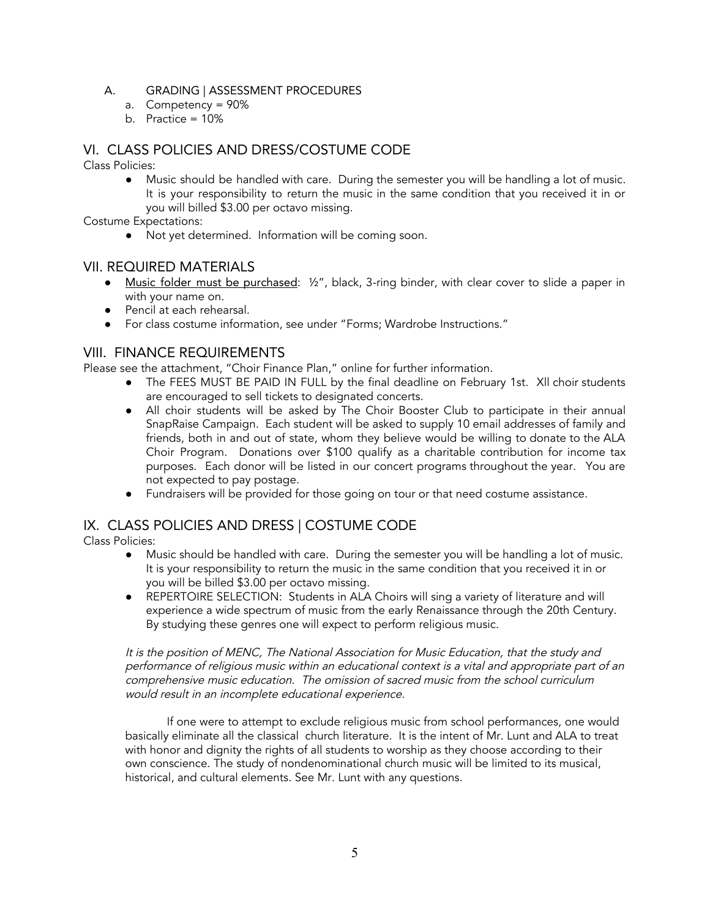A. GRADING | ASSESSMENT PROCEDURES

a. Competency = 90%
b. Practice = 10%

## VI. CLASS POLICIES AND DRESS/COSTUME CODE

Class Policies:

- Music should be handled with care. During the semester you will be handling a lot of music. It is your responsibility to return the music in the same condition that you received it in or you will billed $3.00 per octavo missing.

Costume Expectations:

- Not yet determined. Information will be coming soon.

## VII. REQUIRED MATERIALS

- Music folder must be purchased: ½", black, 3-ring binder, with clear cover to slide a paper in with your name on.
- Pencil at each rehearsal.
- For class costume information, see under "Forms; Wardrobe Instructions."

## VIII. FINANCE REQUIREMENTS

Please see the attachment, "Choir Finance Plan," online for further information.

- The FEES MUST BE PAID IN FULL by the final deadline on February 1st. Xll choir students are encouraged to sell tickets to designated concerts.
- All choir students will be asked by The Choir Booster Club to participate in their annual SnapRaise Campaign. Each student will be asked to supply 10 email addresses of family and friends, both in and out of state, whom they believe would be willing to donate to the ALA Choir Program. Donations over $100 qualify as a charitable contribution for income tax purposes. Each donor will be listed in our concert programs throughout the year. You are not expected to pay postage.
- Fundraisers will be provided for those going on tour or that need costume assistance.

## IX. CLASS POLICIES AND DRESS | COSTUME CODE

Class Policies:

- Music should be handled with care. During the semester you will be handling a lot of music. It is your responsibility to return the music in the same condition that you received it in or you will be billed $3.00 per octavo missing.
- REPERTOIRE SELECTION: Students in ALA Choirs will sing a variety of literature and will experience a wide spectrum of music from the early Renaissance through the 20th Century. By studying these genres one will expect to perform religious music.

*It is the position of MENC, The National Association for Music Education, that the study and performance of religious music within an educational context is a vital and appropriate part of an comprehensive music education. The omission of sacred music from the school curriculum would result in an incomplete educational experience.*

If one were to attempt to exclude religious music from school performances, one would basically eliminate all the classical church literature. It is the intent of Mr. Lunt and ALA to treat with honor and dignity the rights of all students to worship as they choose according to their own conscience. The study of nondenominational church music will be limited to its musical, historical, and cultural elements. See Mr. Lunt with any questions.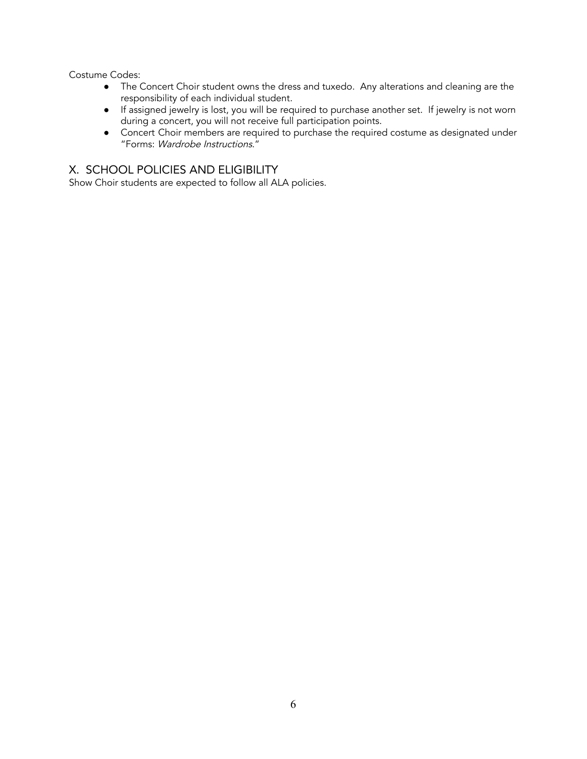Costume Codes:

- The Concert Choir student owns the dress and tuxedo. Any alterations and cleaning are the responsibility of each individual student.
- If assigned jewelry is lost, you will be required to purchase another set. If jewelry is not worn during a concert, you will not receive full participation points.
- Concert Choir members are required to purchase the required costume as designated under "Forms: *Wardrobe Instructions*."

## X. SCHOOL POLICIES AND ELIGIBILITY

Show Choir students are expected to follow all ALA policies.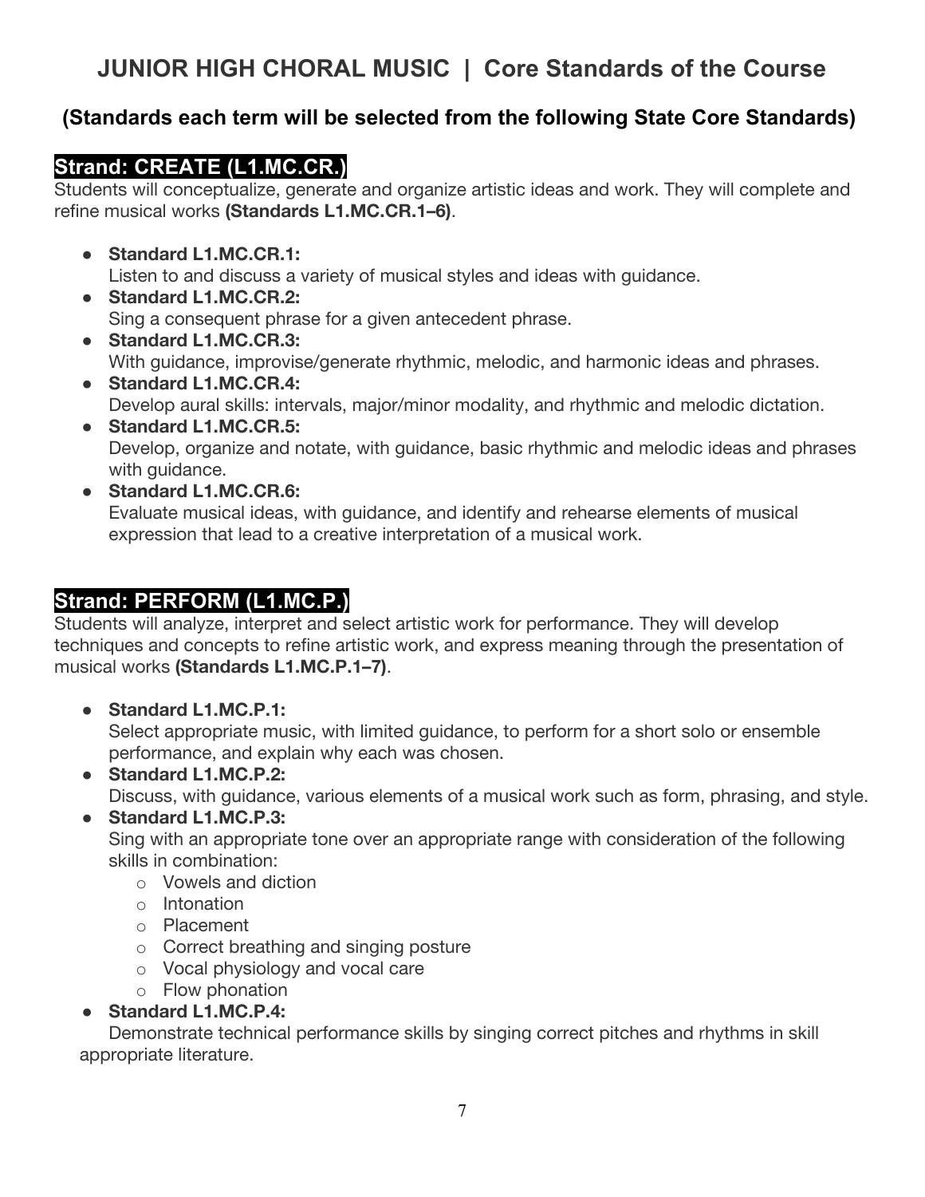# JUNIOR HIGH CHORAL MUSIC | Core Standards of the Course

### (Standards each term will be selected from the following State Core Standards)

## Strand: CREATE (L1.MC.CR.)

Students will conceptualize, generate and organize artistic ideas and work. They will complete and refine musical works **(Standards L1.MC.CR.1–6)**.

- **Standard L1.MC.CR.1:**
  Listen to and discuss a variety of musical styles and ideas with guidance.
- **Standard L1.MC.CR.2:**
  Sing a consequent phrase for a given antecedent phrase.
- **Standard L1.MC.CR.3:**
  With guidance, improvise/generate rhythmic, melodic, and harmonic ideas and phrases.
- **Standard L1.MC.CR.4:**
  Develop aural skills: intervals, major/minor modality, and rhythmic and melodic dictation.
- **Standard L1.MC.CR.5:**
  Develop, organize and notate, with guidance, basic rhythmic and melodic ideas and phrases with guidance.
- **Standard L1.MC.CR.6:**
  Evaluate musical ideas, with guidance, and identify and rehearse elements of musical expression that lead to a creative interpretation of a musical work.

## Strand: PERFORM (L1.MC.P.)

Students will analyze, interpret and select artistic work for performance. They will develop techniques and concepts to refine artistic work, and express meaning through the presentation of musical works **(Standards L1.MC.P.1–7)**.

- **Standard L1.MC.P.1:**
  Select appropriate music, with limited guidance, to perform for a short solo or ensemble performance, and explain why each was chosen.
- **Standard L1.MC.P.2:**
  Discuss, with guidance, various elements of a musical work such as form, phrasing, and style.
- **Standard L1.MC.P.3:**
  Sing with an appropriate tone over an appropriate range with consideration of the following skills in combination:
  - Vowels and diction
  - Intonation
  - Placement
  - Correct breathing and singing posture
  - Vocal physiology and vocal care
  - Flow phonation
- **Standard L1.MC.P.4:**
  Demonstrate technical performance skills by singing correct pitches and rhythms in skill appropriate literature.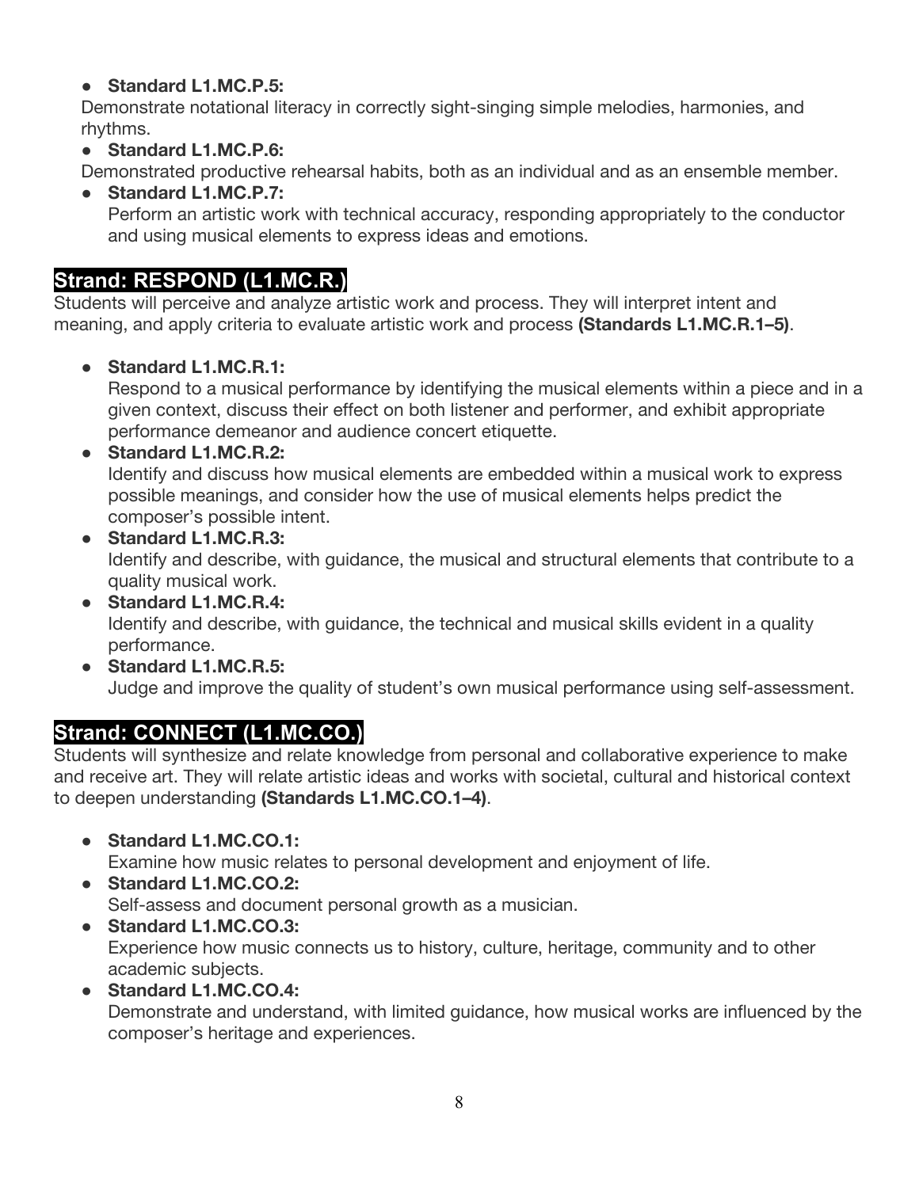- **Standard L1.MC.P.5:**
Demonstrate notational literacy in correctly sight-singing simple melodies, harmonies, and rhythms.
- **Standard L1.MC.P.6:**
Demonstrated productive rehearsal habits, both as an individual and as an ensemble member.
- **Standard L1.MC.P.7:**
Perform an artistic work with technical accuracy, responding appropriately to the conductor and using musical elements to express ideas and emotions.

## Strand: RESPOND (L1.MC.R.)

Students will perceive and analyze artistic work and process. They will interpret intent and meaning, and apply criteria to evaluate artistic work and process **(Standards L1.MC.R.1–5)**.

- **Standard L1.MC.R.1:**
Respond to a musical performance by identifying the musical elements within a piece and in a given context, discuss their effect on both listener and performer, and exhibit appropriate performance demeanor and audience concert etiquette.
- **Standard L1.MC.R.2:**
Identify and discuss how musical elements are embedded within a musical work to express possible meanings, and consider how the use of musical elements helps predict the composer's possible intent.
- **Standard L1.MC.R.3:**
Identify and describe, with guidance, the musical and structural elements that contribute to a quality musical work.
- **Standard L1.MC.R.4:**
Identify and describe, with guidance, the technical and musical skills evident in a quality performance.
- **Standard L1.MC.R.5:**
Judge and improve the quality of student's own musical performance using self-assessment.

## Strand: CONNECT (L1.MC.CO.)

Students will synthesize and relate knowledge from personal and collaborative experience to make and receive art. They will relate artistic ideas and works with societal, cultural and historical context to deepen understanding **(Standards L1.MC.CO.1–4)**.

- **Standard L1.MC.CO.1:**
Examine how music relates to personal development and enjoyment of life.
- **Standard L1.MC.CO.2:**
Self-assess and document personal growth as a musician.
- **Standard L1.MC.CO.3:**
Experience how music connects us to history, culture, heritage, community and to other academic subjects.
- **Standard L1.MC.CO.4:**
Demonstrate and understand, with limited guidance, how musical works are influenced by the composer's heritage and experiences.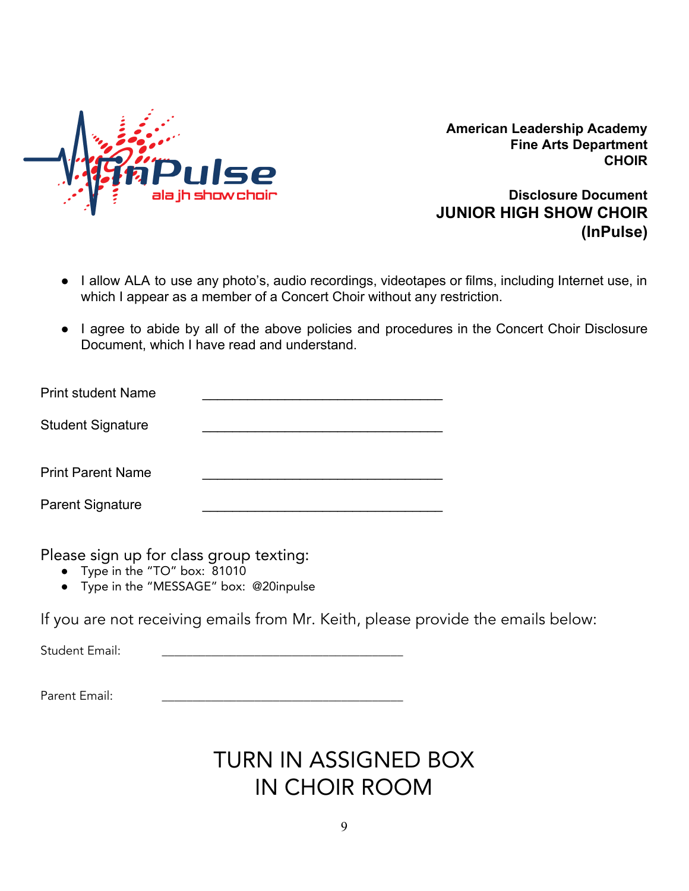InPulse
ala jh show choir

**American Leadership Academy**
**Fine Arts Department**
**CHOIR**

**Disclosure Document**
## JUNIOR HIGH SHOW CHOIR (InPulse)

- I allow ALA to use any photo's, audio recordings, videotapes or films, including Internet use, in which I appear as a member of a Concert Choir without any restriction.
- I agree to abide by all of the above policies and procedures in the Concert Choir Disclosure Document, which I have read and understand.

Print student Name ________________________________

Student Signature ________________________________

Print Parent Name ________________________________

Parent Signature ________________________________

Please sign up for class group texting:

- Type in the "TO" box: 81010
- Type in the "MESSAGE" box: @20inpulse

If you are not receiving emails from Mr. Keith, please provide the emails below:

Student Email: ________________________________

Parent Email: ________________________________

# TURN IN ASSIGNED BOX IN CHOIR ROOM